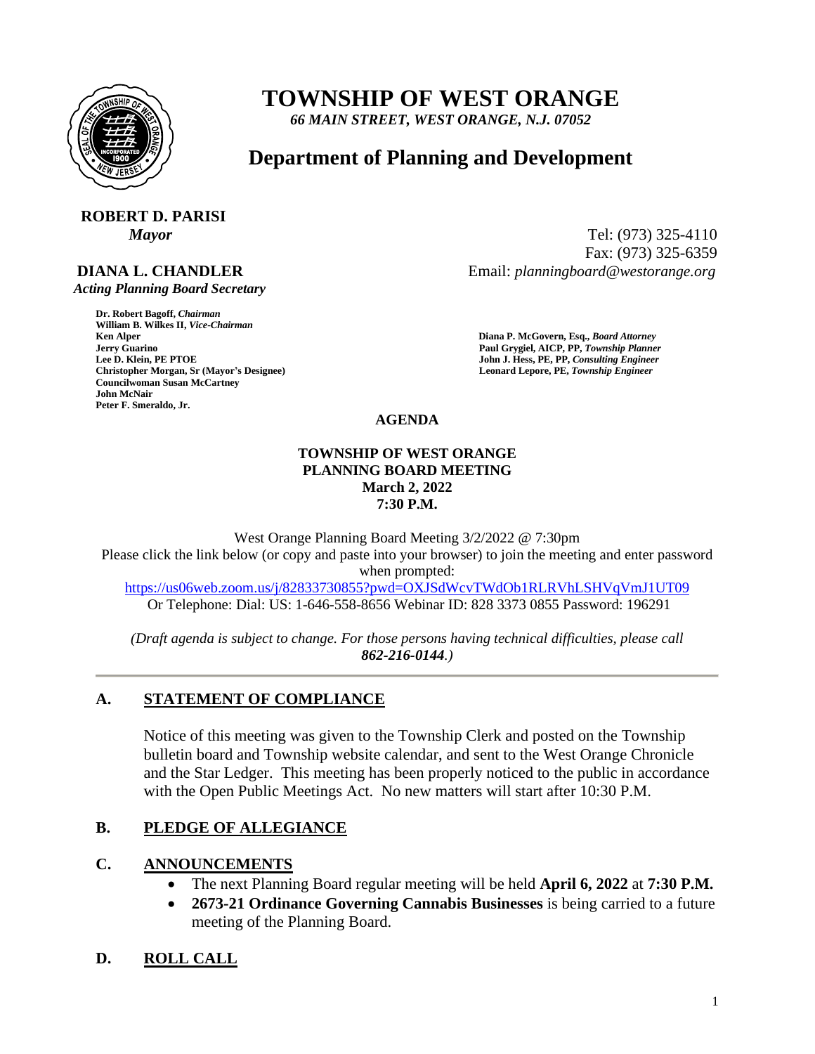# TOWNSHIP OF WEST ORANGE

*66 MAIN STREET, WEST ORANGE, N.J. 07052*

## Department of Planning and Development

**ROBERT D. PARISI**
*Mayor*

**DIANA L. CHANDLER**
*Acting Planning Board Secretary*

Tel: (973) 325-4110
Fax: (973) 325-6359
Email: *planningboard@westorange.org*

**Dr. Robert Bagoff,** ***Chairman***
**William B. Wilkes II,** ***Vice-Chairman***
**Ken Alper**
**Jerry Guarino**
**Lee D. Klein, PE PTOE**
**Christopher Morgan, Sr (Mayor's Designee)**
**Councilwoman Susan McCartney**
**John McNair**
**Peter F. Smeraldo, Jr.**

**Diana P. McGovern, Esq.,** ***Board Attorney***
**Paul Grygiel, AICP, PP,** ***Township Planner***
**John J. Hess, PE, PP,** ***Consulting Engineer***
**Leonard Lepore, PE,** ***Township Engineer***

**AGENDA**

**TOWNSHIP OF WEST ORANGE**
**PLANNING BOARD MEETING**
**March 2, 2022**
**7:30 P.M.**

West Orange Planning Board Meeting 3/2/2022 @ 7:30pm
Please click the link below (or copy and paste into your browser) to join the meeting and enter password when prompted:
https://us06web.zoom.us/j/82833730855?pwd=OXJSdWcvTWdOb1RLRVhLSHVqVmJ1UT09
Or Telephone: Dial: US: 1-646-558-8656 Webinar ID: 828 3373 0855 Password: 196291

*(Draft agenda is subject to change. For those persons having technical difficulties, please call* ***862-216-0144****.)*

---

## A. STATEMENT OF COMPLIANCE

Notice of this meeting was given to the Township Clerk and posted on the Township bulletin board and Township website calendar, and sent to the West Orange Chronicle and the Star Ledger. This meeting has been properly noticed to the public in accordance with the Open Public Meetings Act. No new matters will start after 10:30 P.M.

## B. PLEDGE OF ALLEGIANCE

## C. ANNOUNCEMENTS

- The next Planning Board regular meeting will be held **April 6, 2022** at **7:30 P.M.**
- **2673-21 Ordinance Governing Cannabis Businesses** is being carried to a future meeting of the Planning Board.

## D. ROLL CALL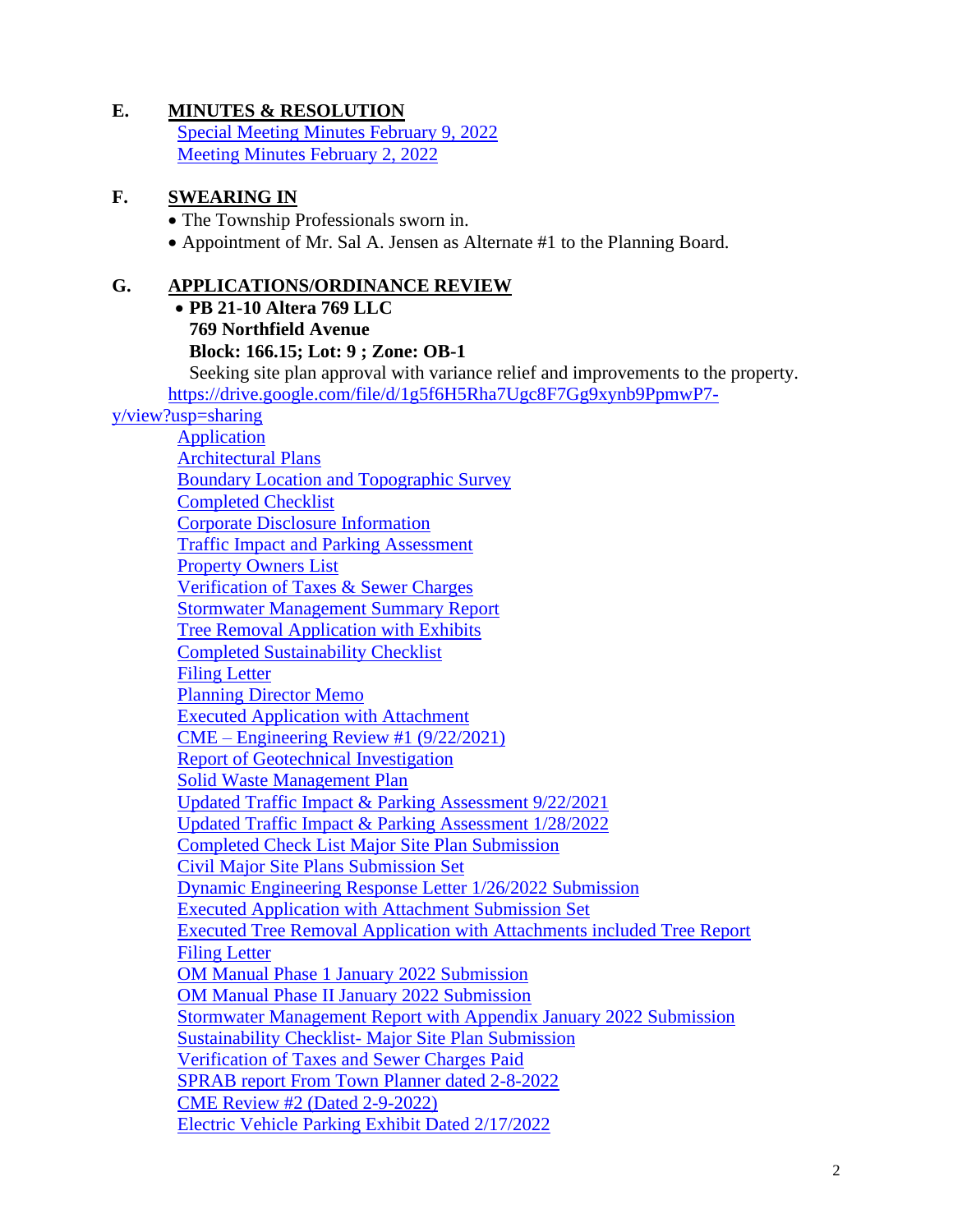## E. MINUTES & RESOLUTION

Special Meeting Minutes February 9, 2022
Meeting Minutes February 2, 2022

## F. SWEARING IN

- The Township Professionals sworn in.
- Appointment of Mr. Sal A. Jensen as Alternate #1 to the Planning Board.

## G. APPLICATIONS/ORDINANCE REVIEW

- **PB 21-10 Altera 769 LLC**
  **769 Northfield Avenue**
  **Block: 166.15; Lot: 9 ; Zone: OB-1**
  Seeking site plan approval with variance relief and improvements to the property.

https://drive.google.com/file/d/1g5f6H5Rha7Ugc8F7Gg9xynb9PpmwP7-y/view?usp=sharing

Application
Architectural Plans
Boundary Location and Topographic Survey
Completed Checklist
Corporate Disclosure Information
Traffic Impact and Parking Assessment
Property Owners List
Verification of Taxes & Sewer Charges
Stormwater Management Summary Report
Tree Removal Application with Exhibits
Completed Sustainability Checklist
Filing Letter
Planning Director Memo
Executed Application with Attachment
CME – Engineering Review #1 (9/22/2021)
Report of Geotechnical Investigation
Solid Waste Management Plan
Updated Traffic Impact & Parking Assessment 9/22/2021
Updated Traffic Impact & Parking Assessment 1/28/2022
Completed Check List Major Site Plan Submission
Civil Major Site Plans Submission Set
Dynamic Engineering Response Letter 1/26/2022 Submission
Executed Application with Attachment Submission Set
Executed Tree Removal Application with Attachments included Tree Report
Filing Letter
OM Manual Phase 1 January 2022 Submission
OM Manual Phase II January 2022 Submission
Stormwater Management Report with Appendix January 2022 Submission
Sustainability Checklist- Major Site Plan Submission
Verification of Taxes and Sewer Charges Paid
SPRAB report From Town Planner dated 2-8-2022
CME Review #2 (Dated 2-9-2022)
Electric Vehicle Parking Exhibit Dated 2/17/2022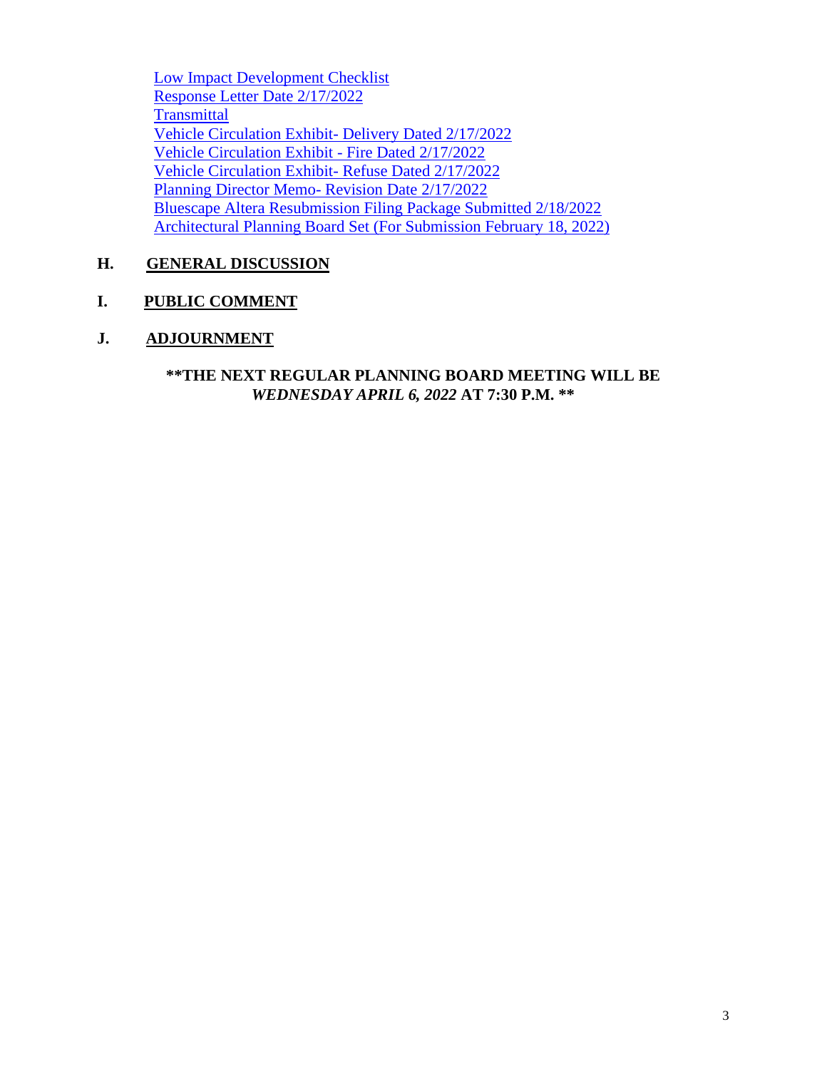Low Impact Development Checklist
Response Letter Date 2/17/2022
Transmittal
Vehicle Circulation Exhibit- Delivery Dated 2/17/2022
Vehicle Circulation Exhibit - Fire Dated 2/17/2022
Vehicle Circulation Exhibit- Refuse Dated 2/17/2022
Planning Director Memo- Revision Date 2/17/2022
Bluescape Altera Resubmission Filing Package Submitted 2/18/2022
Architectural Planning Board Set (For Submission February 18, 2022)

## H. GENERAL DISCUSSION

## I. PUBLIC COMMENT

## J. ADJOURNMENT

**\*\*THE NEXT REGULAR PLANNING BOARD MEETING WILL BE *WEDNESDAY APRIL 6, 2022* AT 7:30 P.M. \*\***